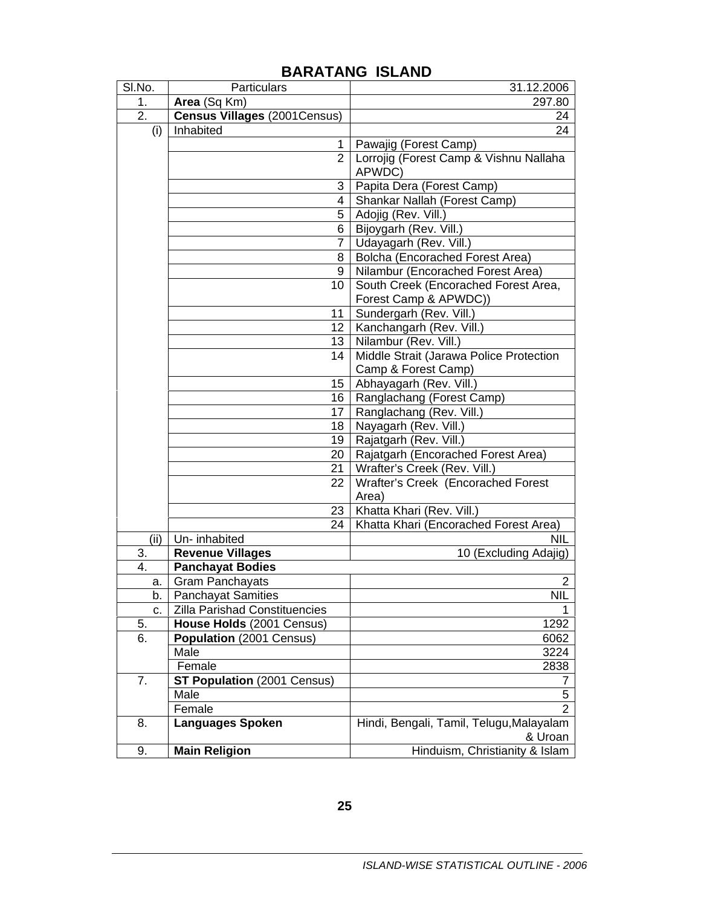# BARATANG ISLAND

| Sl.No. | Particulars | 31.12.2006 |
|---|---|---|
| 1. | **Area** (Sq Km) | 297.80 |
| 2. | **Census Villages** (2001Census) | 24 |
| (i) | Inhabited | 24 |
| | 1 | Pawajig (Forest Camp) |
| | 2 | Lorrojig (Forest Camp & Vishnu Nallaha APWDC) |
| | 3 | Papita Dera (Forest Camp) |
| | 4 | Shankar Nallah (Forest Camp) |
| | 5 | Adojig (Rev. Vill.) |
| | 6 | Bijoygarh (Rev. Vill.) |
| | 7 | Udayagarh (Rev. Vill.) |
| | 8 | Bolcha (Encorached Forest Area) |
| | 9 | Nilambur (Encorached Forest Area) |
| | 10 | South Creek (Encorached Forest Area, Forest Camp & APWDC)) |
| | 11 | Sundergarh (Rev. Vill.) |
| | 12 | Kanchangarh (Rev. Vill.) |
| | 13 | Nilambur (Rev. Vill.) |
| | 14 | Middle Strait (Jarawa Police Protection Camp & Forest Camp) |
| | 15 | Abhayagarh (Rev. Vill.) |
| | 16 | Ranglachang (Forest Camp) |
| | 17 | Ranglachang (Rev. Vill.) |
| | 18 | Nayagarh (Rev. Vill.) |
| | 19 | Rajatgarh (Rev. Vill.) |
| | 20 | Rajatgarh (Encorached Forest Area) |
| | 21 | Wrafter's Creek (Rev. Vill.) |
| | 22 | Wrafter's Creek (Encorached Forest Area) |
| | 23 | Khatta Khari (Rev. Vill.) |
| | 24 | Khatta Khari (Encorached Forest Area) |
| (ii) | Un- inhabited | NIL |
| 3. | **Revenue Villages** | 10 (Excluding Adajig) |
| 4. | **Panchayat Bodies** | |
| a. | Gram Panchayats | 2 |
| b. | Panchayat Samities | NIL |
| c. | Zilla Parishad Constituencies | 1 |
| 5. | **House Holds** (2001 Census) | 1292 |
| 6. | **Population** (2001 Census) | 6062 |
| | Male | 3224 |
| | Female | 2838 |
| 7. | **ST Population** (2001 Census) | 7 |
| | Male | 5 |
| | Female | 2 |
| 8. | **Languages Spoken** | Hindi, Bengali, Tamil, Telugu,Malayalam & Uroan |
| 9. | **Main Religion** | Hinduism, Christianity & Islam |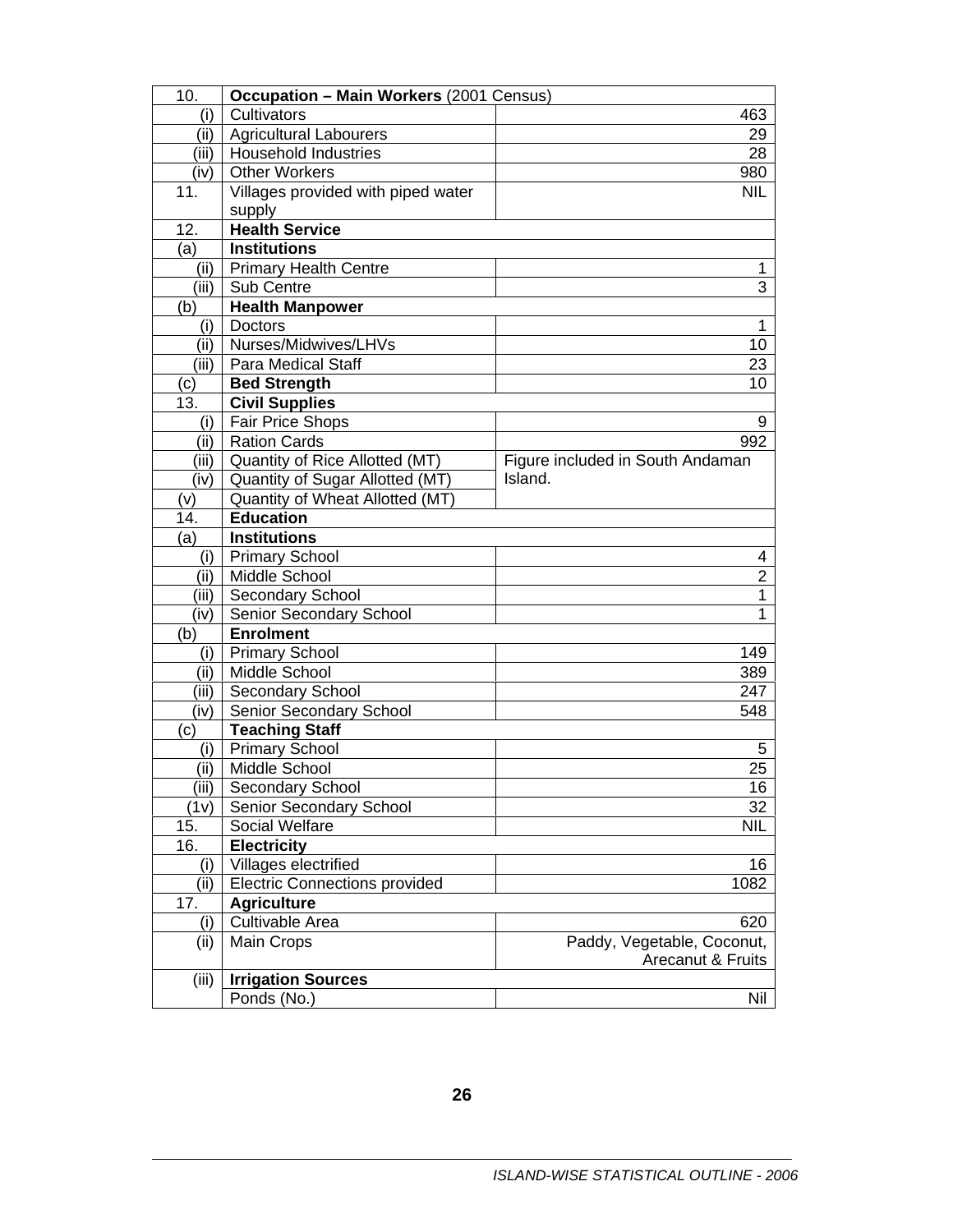| | | |
|---|---|---|
| 10. | **Occupation – Main Workers** (2001 Census) | |
| (i) | Cultivators | 463 |
| (ii) | Agricultural Labourers | 29 |
| (iii) | Household Industries | 28 |
| (iv) | Other Workers | 980 |
| 11. | Villages provided with piped water supply | NIL |
| 12. | **Health Service** | |
| (a) | **Institutions** | |
| (ii) | Primary Health Centre | 1 |
| (iii) | Sub Centre | 3 |
| (b) | **Health Manpower** | |
| (i) | Doctors | 1 |
| (ii) | Nurses/Midwives/LHVs | 10 |
| (iii) | Para Medical Staff | 23 |
| (c) | **Bed Strength** | 10 |
| 13. | **Civil Supplies** | |
| (i) | Fair Price Shops | 9 |
| (ii) | Ration Cards | 992 |
| (iii) | Quantity of Rice Allotted (MT) | Figure included in South Andaman Island. |
| (iv) | Quantity of Sugar Allotted (MT) | |
| (v) | Quantity of Wheat Allotted (MT) | |
| 14. | **Education** | |
| (a) | **Institutions** | |
| (i) | Primary School | 4 |
| (ii) | Middle School | 2 |
| (iii) | Secondary School | 1 |
| (iv) | Senior Secondary School | 1 |
| (b) | **Enrolment** | |
| (i) | Primary School | 149 |
| (ii) | Middle School | 389 |
| (iii) | Secondary School | 247 |
| (iv) | Senior Secondary School | 548 |
| (c) | **Teaching Staff** | |
| (i) | Primary School | 5 |
| (ii) | Middle School | 25 |
| (iii) | Secondary School | 16 |
| (1v) | Senior Secondary School | 32 |
| 15. | Social Welfare | NIL |
| 16. | **Electricity** | |
| (i) | Villages electrified | 16 |
| (ii) | Electric Connections provided | 1082 |
| 17. | **Agriculture** | |
| (i) | Cultivable Area | 620 |
| (ii) | Main Crops | Paddy, Vegetable, Coconut, Arecanut & Fruits |
| (iii) | **Irrigation Sources** | |
| | Ponds (No.) | Nil |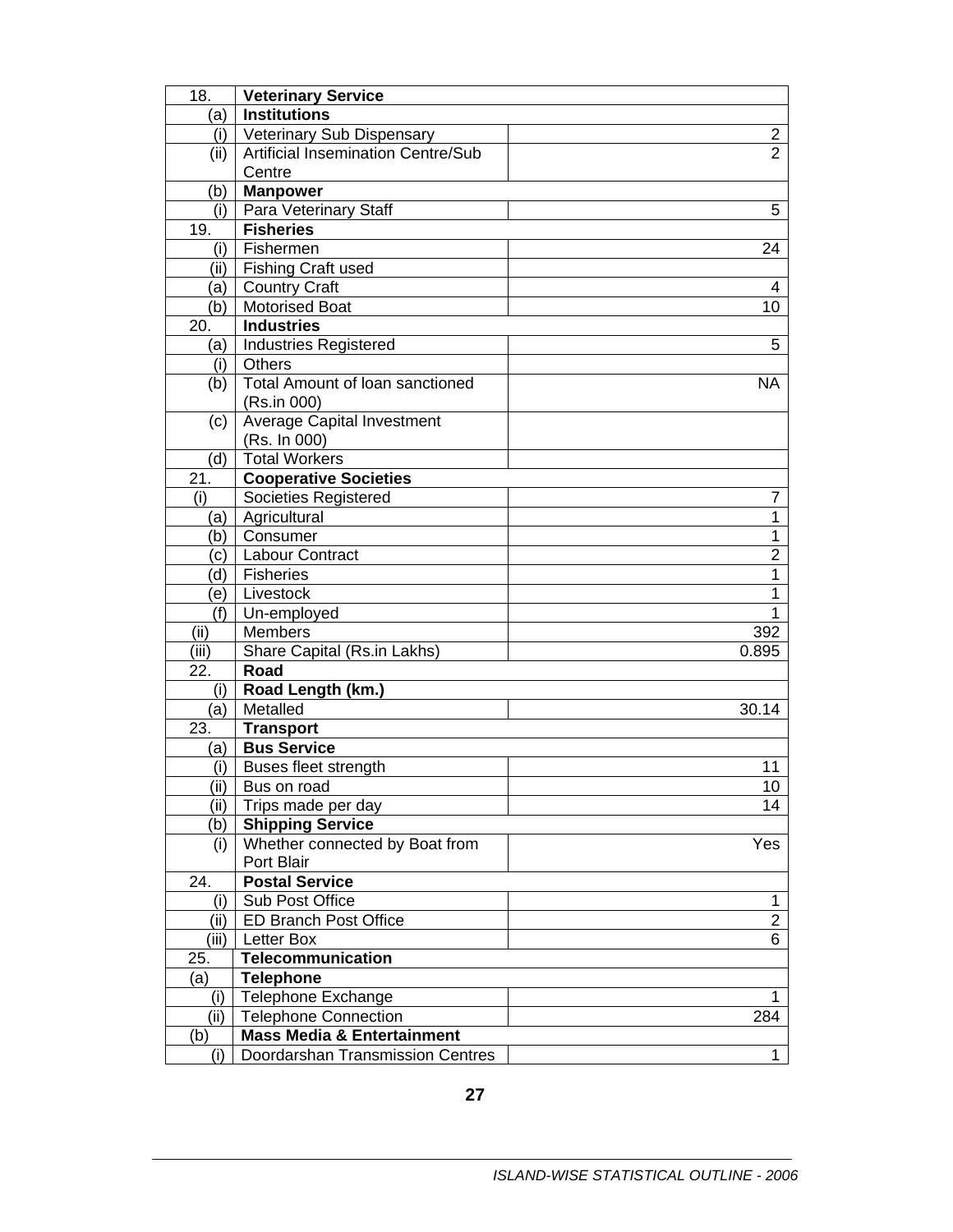| | | |
|---|---|---|
| 18. | **Veterinary Service** | |
| (a) | **Institutions** | |
| (i) | Veterinary Sub Dispensary | 2 |
| (ii) | Artificial Insemination Centre/Sub Centre | 2 |
| (b) | **Manpower** | |
| (i) | Para Veterinary Staff | 5 |
| 19. | **Fisheries** | |
| (i) | Fishermen | 24 |
| (ii) | Fishing Craft used | |
| (a) | Country Craft | 4 |
| (b) | Motorised Boat | 10 |
| 20. | **Industries** | |
| (a) | Industries Registered | 5 |
| (i) | Others | |
| (b) | Total Amount of loan sanctioned (Rs.in 000) | NA |
| (c) | Average Capital Investment (Rs. In 000) | |
| (d) | Total Workers | |
| 21. | **Cooperative Societies** | |
| (i) | Societies Registered | 7 |
| (a) | Agricultural | 1 |
| (b) | Consumer | 1 |
| (c) | Labour Contract | 2 |
| (d) | Fisheries | 1 |
| (e) | Livestock | 1 |
| (f) | Un-employed | 1 |
| (ii) | Members | 392 |
| (iii) | Share Capital (Rs.in Lakhs) | 0.895 |
| 22. | **Road** | |
| (i) | **Road Length (km.)** | |
| (a) | Metalled | 30.14 |
| 23. | **Transport** | |
| (a) | **Bus Service** | |
| (i) | Buses fleet strength | 11 |
| (ii) | Bus on road | 10 |
| (ii) | Trips made per day | 14 |
| (b) | **Shipping Service** | |
| (i) | Whether connected by Boat from Port Blair | Yes |
| 24. | **Postal Service** | |
| (i) | Sub Post Office | 1 |
| (ii) | ED Branch Post Office | 2 |
| (iii) | Letter Box | 6 |
| 25. | **Telecommunication** | |
| (a) | **Telephone** | |
| (i) | Telephone Exchange | 1 |
| (ii) | Telephone Connection | 284 |
| (b) | **Mass Media & Entertainment** | |
| (i) | Doordarshan Transmission Centres | 1 |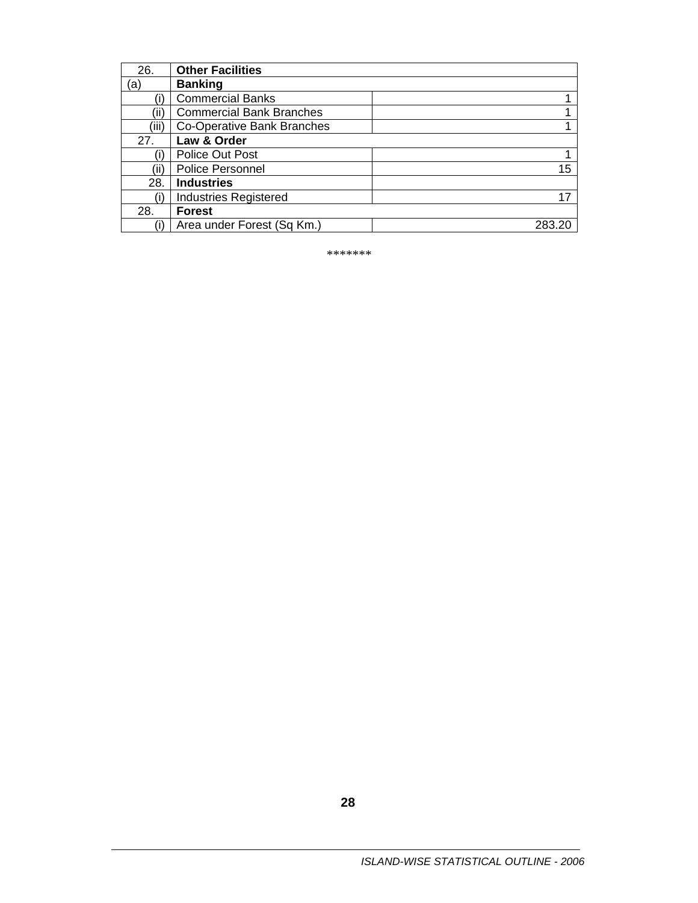| | | |
|---|---|---|
| 26. | **Other Facilities** | |
| (a) | **Banking** | |
| (i) | Commercial Banks | 1 |
| (ii) | Commercial Bank Branches | 1 |
| (iii) | Co-Operative Bank Branches | 1 |
| 27. | **Law & Order** | |
| (i) | Police Out Post | 1 |
| (ii) | Police Personnel | 15 |
| 28. | **Industries** | |
| (i) | Industries Registered | 17 |
| 28. | **Forest** | |
| (i) | Area under Forest (Sq Km.) | 283.20 |

*******